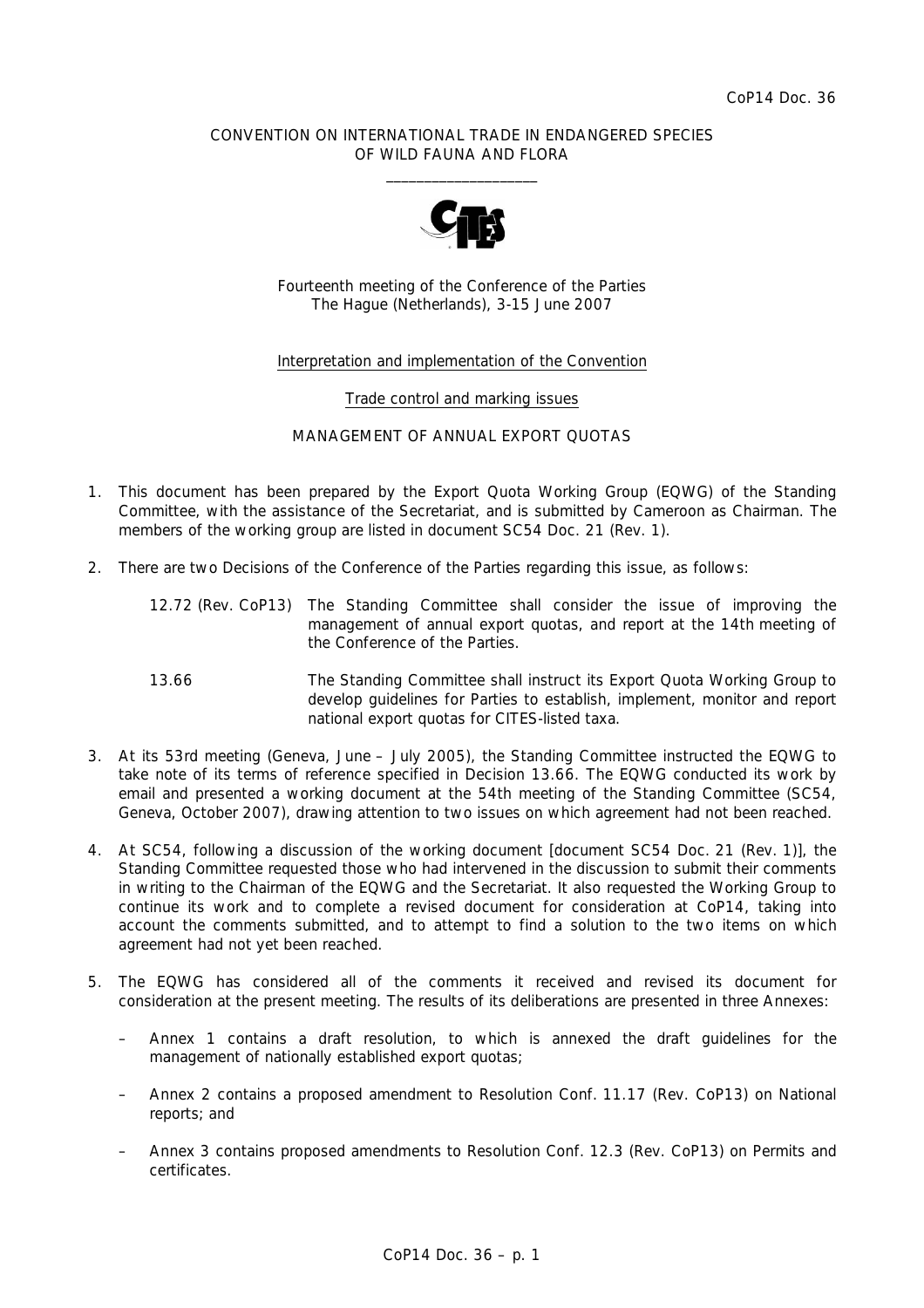CoP14 Doc. 36

CONVENTION ON INTERNATIONAL TRADE IN ENDANGERED SPECIES
OF WILD FAUNA AND FLORA

\_\_\_\_\_\_\_\_\_\_\_\_\_\_\_\_\_\_\_\_

Fourteenth meeting of the Conference of the Parties
The Hague (Netherlands), 3-15 June 2007

Interpretation and implementation of the Convention

Trade control and marking issues

MANAGEMENT OF ANNUAL EXPORT QUOTAS

1. This document has been prepared by the Export Quota Working Group (EQWG) of the Standing Committee, with the assistance of the Secretariat, and is submitted by Cameroon as Chairman. The members of the working group are listed in document SC54 Doc. 21 (Rev. 1).

2. There are two Decisions of the Conference of the Parties regarding this issue, as follows:

   12.72 (Rev. CoP13) The Standing Committee shall consider the issue of improving the management of annual export quotas, and report at the 14th meeting of the Conference of the Parties.

   13.66 The Standing Committee shall instruct its Export Quota Working Group to develop guidelines for Parties to establish, implement, monitor and report national export quotas for CITES-listed taxa.

3. At its 53rd meeting (Geneva, June – July 2005), the Standing Committee instructed the EQWG to take note of its terms of reference specified in Decision 13.66. The EQWG conducted its work by email and presented a working document at the 54th meeting of the Standing Committee (SC54, Geneva, October 2007), drawing attention to two issues on which agreement had not been reached.

4. At SC54, following a discussion of the working document [document SC54 Doc. 21 (Rev. 1)], the Standing Committee requested those who had intervened in the discussion to submit their comments in writing to the Chairman of the EQWG and the Secretariat. It also requested the Working Group to continue its work and to complete a revised document for consideration at CoP14, taking into account the comments submitted, and to attempt to find a solution to the two items on which agreement had not yet been reached.

5. The EQWG has considered all of the comments it received and revised its document for consideration at the present meeting. The results of its deliberations are presented in three Annexes:

   – Annex 1 contains a draft resolution, to which is annexed the draft guidelines for the management of nationally established export quotas;

   – Annex 2 contains a proposed amendment to Resolution Conf. 11.17 (Rev. CoP13) on National reports; and

   – Annex 3 contains proposed amendments to Resolution Conf. 12.3 (Rev. CoP13) on Permits and certificates.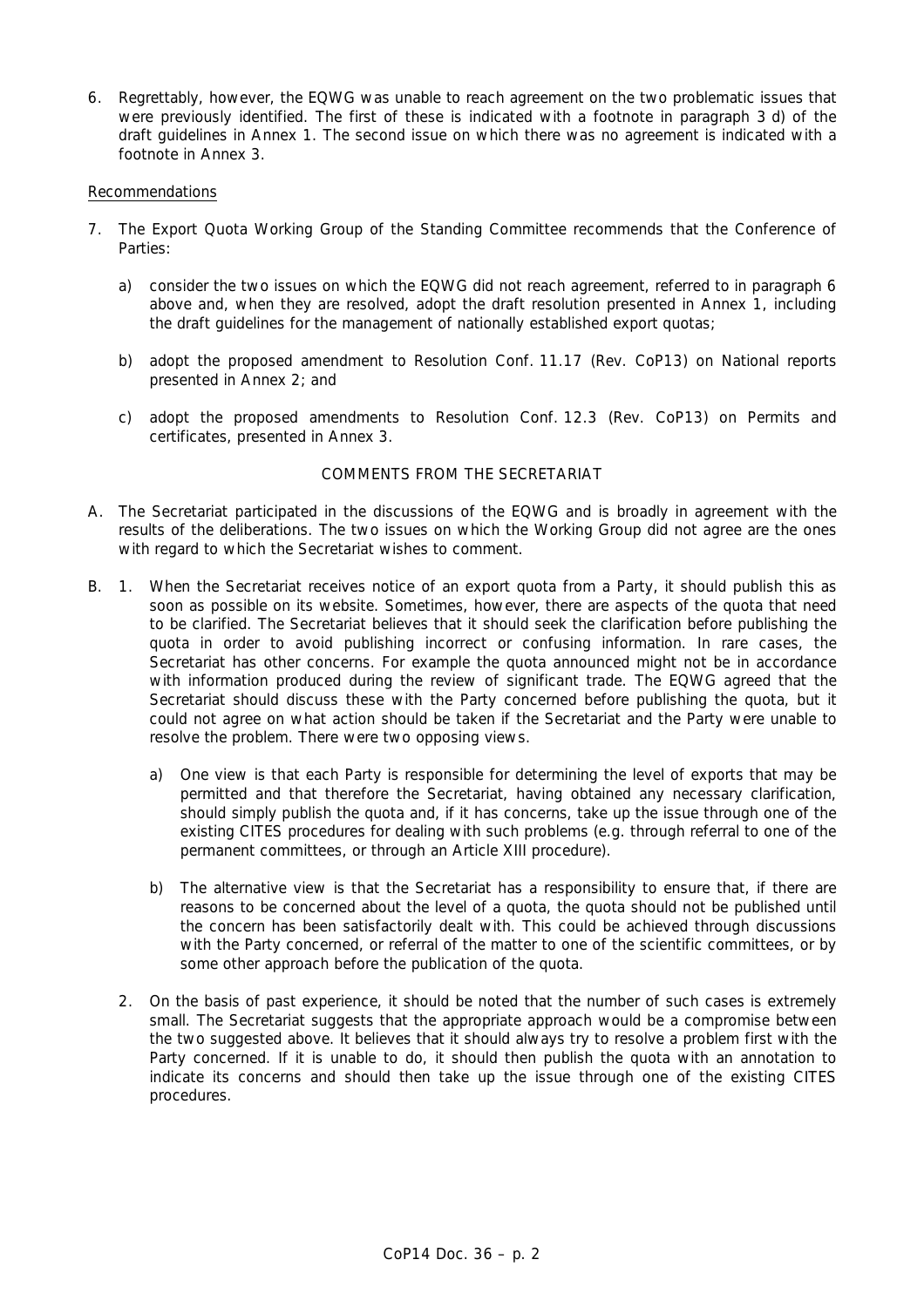6. Regrettably, however, the EQWG was unable to reach agreement on the two problematic issues that were previously identified. The first of these is indicated with a footnote in paragraph 3 d) of the draft guidelines in Annex 1. The second issue on which there was no agreement is indicated with a footnote in Annex 3.

Recommendations

7. The Export Quota Working Group of the Standing Committee recommends that the Conference of Parties:

   a) consider the two issues on which the EQWG did not reach agreement, referred to in paragraph 6 above and, when they are resolved, adopt the draft resolution presented in Annex 1, including the draft guidelines for the management of nationally established export quotas;

   b) adopt the proposed amendment to Resolution Conf. 11.17 (Rev. CoP13) on National reports presented in Annex 2; and

   c) adopt the proposed amendments to Resolution Conf. 12.3 (Rev. CoP13) on Permits and certificates, presented in Annex 3.

COMMENTS FROM THE SECRETARIAT

A. The Secretariat participated in the discussions of the EQWG and is broadly in agreement with the results of the deliberations. The two issues on which the Working Group did not agree are the ones with regard to which the Secretariat wishes to comment.

B. 1. When the Secretariat receives notice of an export quota from a Party, it should publish this as soon as possible on its website. Sometimes, however, there are aspects of the quota that need to be clarified. The Secretariat believes that it should seek the clarification before publishing the quota in order to avoid publishing incorrect or confusing information. In rare cases, the Secretariat has other concerns. For example the quota announced might not be in accordance with information produced during the review of significant trade. The EQWG agreed that the Secretariat should discuss these with the Party concerned before publishing the quota, but it could not agree on what action should be taken if the Secretariat and the Party were unable to resolve the problem. There were two opposing views.

   a) One view is that each Party is responsible for determining the level of exports that may be permitted and that therefore the Secretariat, having obtained any necessary clarification, should simply publish the quota and, if it has concerns, take up the issue through one of the existing CITES procedures for dealing with such problems (e.g. through referral to one of the permanent committees, or through an Article XIII procedure).

   b) The alternative view is that the Secretariat has a responsibility to ensure that, if there are reasons to be concerned about the level of a quota, the quota should not be published until the concern has been satisfactorily dealt with. This could be achieved through discussions with the Party concerned, or referral of the matter to one of the scientific committees, or by some other approach before the publication of the quota.

2. On the basis of past experience, it should be noted that the number of such cases is extremely small. The Secretariat suggests that the appropriate approach would be a compromise between the two suggested above. It believes that it should always try to resolve a problem first with the Party concerned. If it is unable to do, it should then publish the quota with an annotation to indicate its concerns and should then take up the issue through one of the existing CITES procedures.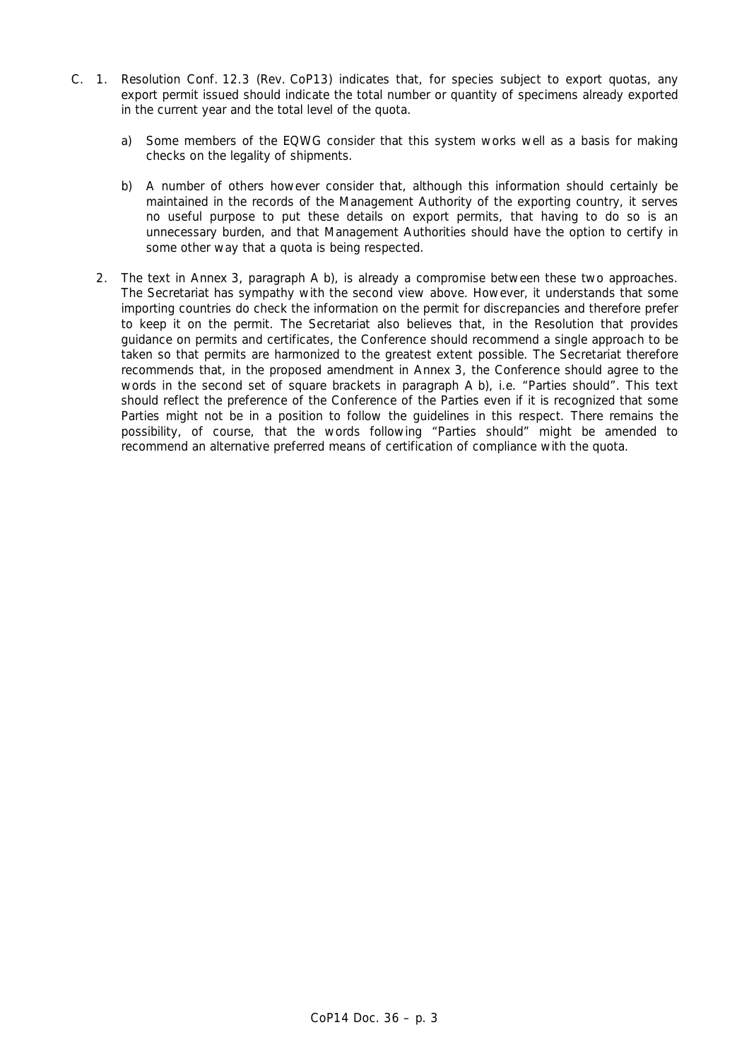C. 1. Resolution Conf. 12.3 (Rev. CoP13) indicates that, for species subject to export quotas, any export permit issued should indicate the total number or quantity of specimens already exported in the current year and the total level of the quota.

   a) Some members of the EQWG consider that this system works well as a basis for making checks on the legality of shipments.

   b) A number of others however consider that, although this information should certainly be maintained in the records of the Management Authority of the exporting country, it serves no useful purpose to put these details on export permits, that having to do so is an unnecessary burden, and that Management Authorities should have the option to certify in some other way that a quota is being respected.

2. The text in Annex 3, paragraph A b), is already a compromise between these two approaches. The Secretariat has sympathy with the second view above. However, it understands that some importing countries do check the information on the permit for discrepancies and therefore prefer to keep it on the permit. The Secretariat also believes that, in the Resolution that provides guidance on permits and certificates, the Conference should recommend a single approach to be taken so that permits are harmonized to the greatest extent possible. The Secretariat therefore recommends that, in the proposed amendment in Annex 3, the Conference should agree to the words in the second set of square brackets in paragraph A b), i.e. "Parties should". This text should reflect the preference of the Conference of the Parties even if it is recognized that some Parties might not be in a position to follow the guidelines in this respect. There remains the possibility, of course, that the words following "Parties should" might be amended to recommend an alternative preferred means of certification of compliance with the quota.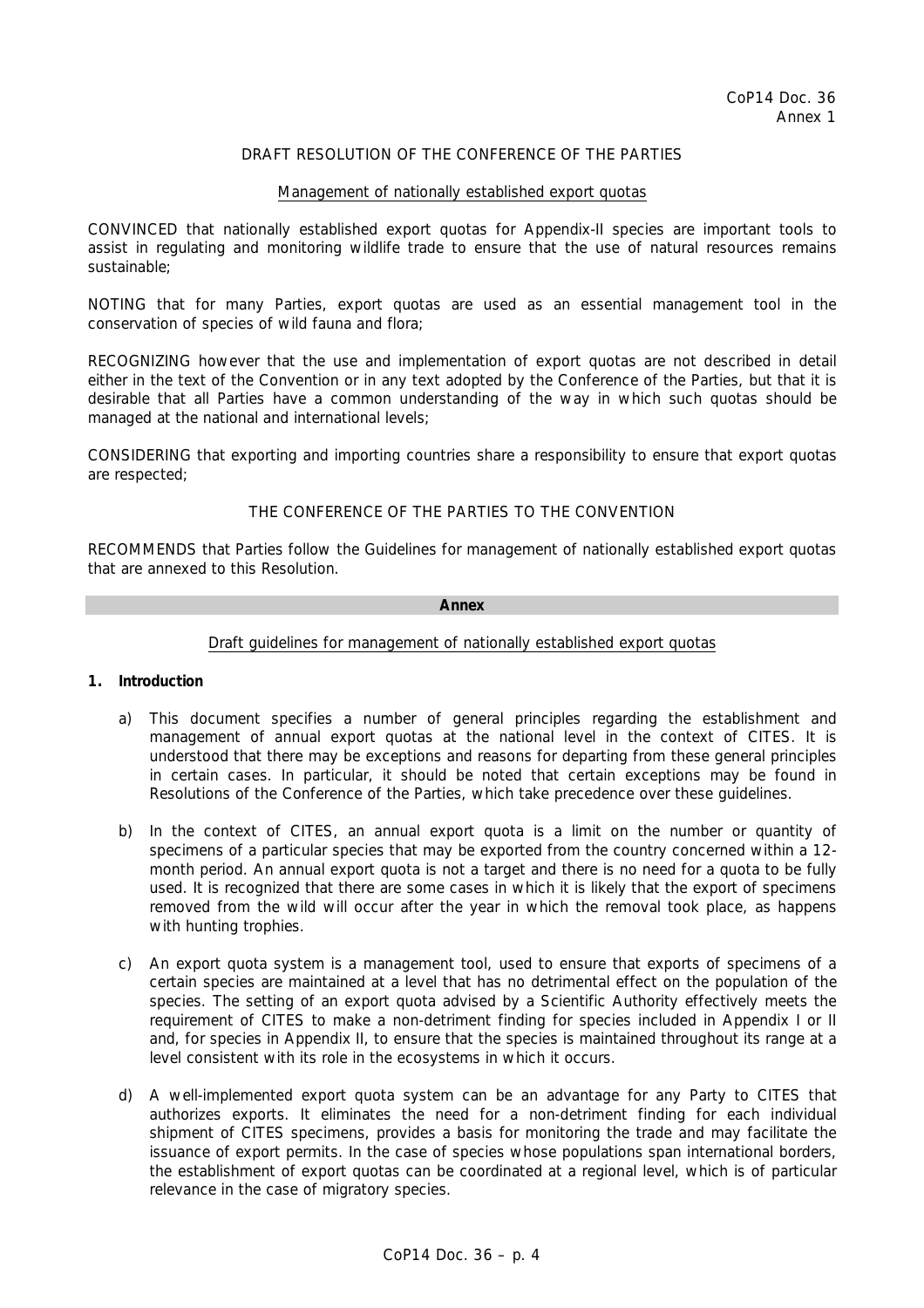CoP14 Doc. 36
Annex 1

DRAFT RESOLUTION OF THE CONFERENCE OF THE PARTIES

Management of nationally established export quotas

CONVINCED that nationally established export quotas for Appendix-II species are important tools to assist in regulating and monitoring wildlife trade to ensure that the use of natural resources remains sustainable;

NOTING that for many Parties, export quotas are used as an essential management tool in the conservation of species of wild fauna and flora;

RECOGNIZING however that the use and implementation of export quotas are not described in detail either in the text of the Convention or in any text adopted by the Conference of the Parties, but that it is desirable that all Parties have a common understanding of the way in which such quotas should be managed at the national and international levels;

CONSIDERING that exporting and importing countries share a responsibility to ensure that export quotas are respected;

THE CONFERENCE OF THE PARTIES TO THE CONVENTION

RECOMMENDS that Parties follow the Guidelines for management of nationally established export quotas that are annexed to this Resolution.

**Annex**

Draft guidelines for management of nationally established export quotas

**1. Introduction**

a) This document specifies a number of general principles regarding the establishment and management of annual export quotas at the national level in the context of CITES. It is understood that there may be exceptions and reasons for departing from these general principles in certain cases. In particular, it should be noted that certain exceptions may be found in Resolutions of the Conference of the Parties, which take precedence over these guidelines.

b) In the context of CITES, an annual export quota is a limit on the number or quantity of specimens of a particular species that may be exported from the country concerned within a 12-month period. An annual export quota is not a target and there is no need for a quota to be fully used. It is recognized that there are some cases in which it is likely that the export of specimens removed from the wild will occur after the year in which the removal took place, as happens with hunting trophies.

c) An export quota system is a management tool, used to ensure that exports of specimens of a certain species are maintained at a level that has no detrimental effect on the population of the species. The setting of an export quota advised by a Scientific Authority effectively meets the requirement of CITES to make a non-detriment finding for species included in Appendix I or II and, for species in Appendix II, to ensure that the species is maintained throughout its range at a level consistent with its role in the ecosystems in which it occurs.

d) A well-implemented export quota system can be an advantage for any Party to CITES that authorizes exports. It eliminates the need for a non-detriment finding for each individual shipment of CITES specimens, provides a basis for monitoring the trade and may facilitate the issuance of export permits. In the case of species whose populations span international borders, the establishment of export quotas can be coordinated at a regional level, which is of particular relevance in the case of migratory species.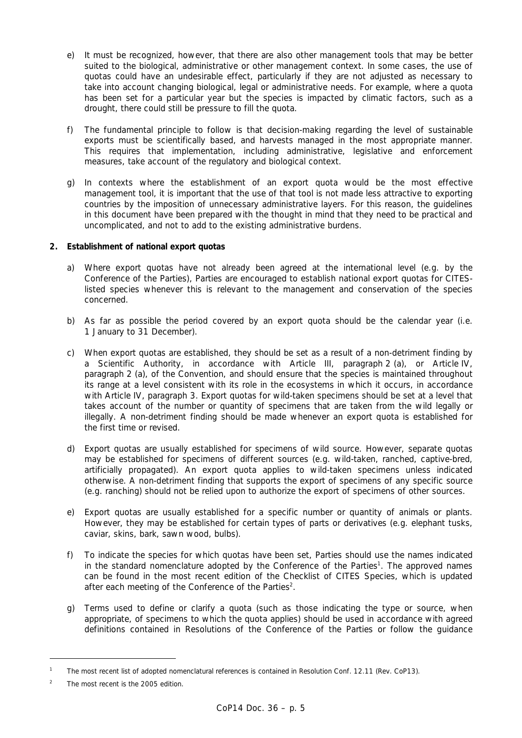e) It must be recognized, however, that there are also other management tools that may be better suited to the biological, administrative or other management context. In some cases, the use of quotas could have an undesirable effect, particularly if they are not adjusted as necessary to take into account changing biological, legal or administrative needs. For example, where a quota has been set for a particular year but the species is impacted by climatic factors, such as a drought, there could still be pressure to fill the quota.

f) The fundamental principle to follow is that decision-making regarding the level of sustainable exports must be scientifically based, and harvests managed in the most appropriate manner. This requires that implementation, including administrative, legislative and enforcement measures, take account of the regulatory and biological context.

g) In contexts where the establishment of an export quota would be the most effective management tool, it is important that the use of that tool is not made less attractive to exporting countries by the imposition of unnecessary administrative layers. For this reason, the guidelines in this document have been prepared with the thought in mind that they need to be practical and uncomplicated, and not to add to the existing administrative burdens.

**2. Establishment of national export quotas**

a) Where export quotas have not already been agreed at the international level (e.g. by the Conference of the Parties), Parties are encouraged to establish national export quotas for CITES-listed species whenever this is relevant to the management and conservation of the species concerned.

b) As far as possible the period covered by an export quota should be the calendar year (i.e. 1 January to 31 December).

c) When export quotas are established, they should be set as a result of a non-detriment finding by a Scientific Authority, in accordance with Article III, paragraph 2 (a), or Article IV, paragraph 2 (a), of the Convention, and should ensure that the species is maintained throughout its range at a level consistent with its role in the ecosystems in which it occurs, in accordance with Article IV, paragraph 3. Export quotas for wild-taken specimens should be set at a level that takes account of the number or quantity of specimens that are taken from the wild legally or illegally. A non-detriment finding should be made whenever an export quota is established for the first time or revised.

d) Export quotas are usually established for specimens of wild source. However, separate quotas may be established for specimens of different sources (e.g. wild-taken, ranched, captive-bred, artificially propagated). An export quota applies to wild-taken specimens unless indicated otherwise. A non-detriment finding that supports the export of specimens of any specific source (e.g. ranching) should not be relied upon to authorize the export of specimens of other sources.

e) Export quotas are usually established for a specific number or quantity of animals or plants. However, they may be established for certain types of parts or derivatives (e.g. elephant tusks, caviar, skins, bark, sawn wood, bulbs).

f) To indicate the species for which quotas have been set, Parties should use the names indicated in the standard nomenclature adopted by the Conference of the Parties[1]. The approved names can be found in the most recent edition of the Checklist of CITES Species, which is updated after each meeting of the Conference of the Parties[2].

g) Terms used to define or clarify a quota (such as those indicating the type or source, when appropriate, of specimens to which the quota applies) should be used in accordance with agreed definitions contained in Resolutions of the Conference of the Parties or follow the guidance

---

[1] The most recent list of adopted nomenclatural references is contained in Resolution Conf. 12.11 (Rev. CoP13).

[2] The most recent is the 2005 edition.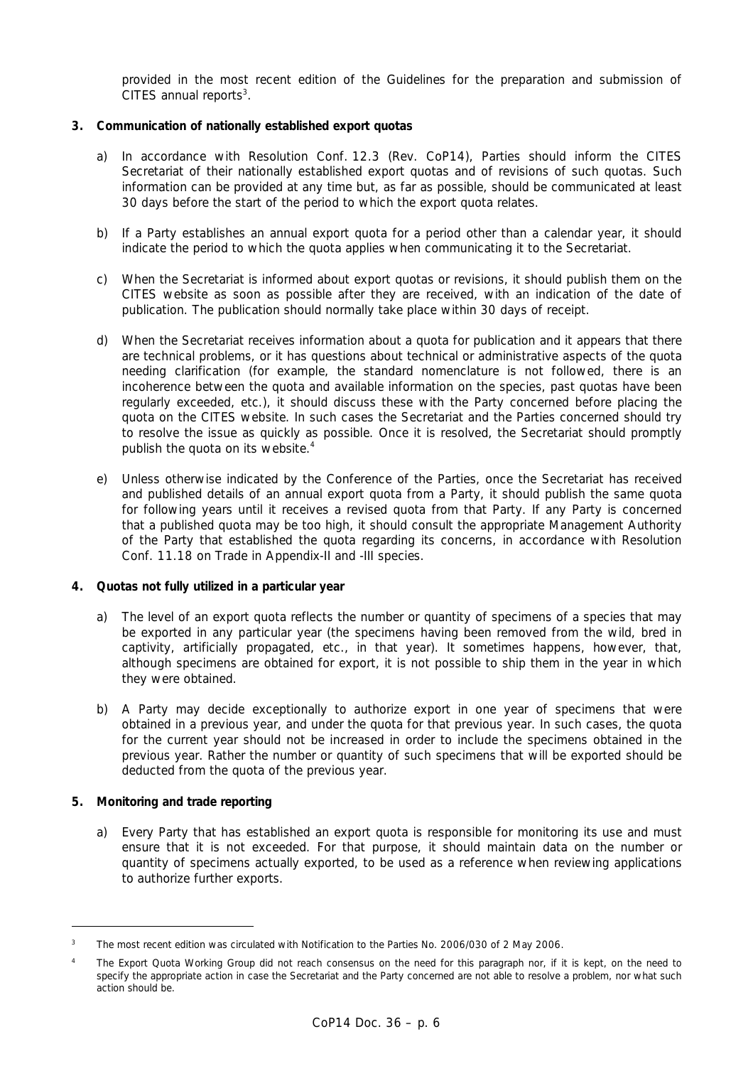provided in the most recent edition of the Guidelines for the preparation and submission of CITES annual reports[3].

**3. Communication of nationally established export quotas**

a) In accordance with Resolution Conf. 12.3 (Rev. CoP14), Parties should inform the CITES Secretariat of their nationally established export quotas and of revisions of such quotas. Such information can be provided at any time but, as far as possible, should be communicated at least 30 days before the start of the period to which the export quota relates.

b) If a Party establishes an annual export quota for a period other than a calendar year, it should indicate the period to which the quota applies when communicating it to the Secretariat.

c) When the Secretariat is informed about export quotas or revisions, it should publish them on the CITES website as soon as possible after they are received, with an indication of the date of publication. The publication should normally take place within 30 days of receipt.

d) When the Secretariat receives information about a quota for publication and it appears that there are technical problems, or it has questions about technical or administrative aspects of the quota needing clarification (for example, the standard nomenclature is not followed, there is an incoherence between the quota and available information on the species, past quotas have been regularly exceeded, etc.), it should discuss these with the Party concerned before placing the quota on the CITES website. In such cases the Secretariat and the Parties concerned should try to resolve the issue as quickly as possible. Once it is resolved, the Secretariat should promptly publish the quota on its website.[4]

e) Unless otherwise indicated by the Conference of the Parties, once the Secretariat has received and published details of an annual export quota from a Party, it should publish the same quota for following years until it receives a revised quota from that Party. If any Party is concerned that a published quota may be too high, it should consult the appropriate Management Authority of the Party that established the quota regarding its concerns, in accordance with Resolution Conf. 11.18 on Trade in Appendix-II and -III species.

**4. Quotas not fully utilized in a particular year**

a) The level of an export quota reflects the number or quantity of specimens of a species that may be exported in any particular year (the specimens having been removed from the wild, bred in captivity, artificially propagated, etc., in that year). It sometimes happens, however, that, although specimens are obtained for export, it is not possible to ship them in the year in which they were obtained.

b) A Party may decide exceptionally to authorize export in one year of specimens that were obtained in a previous year, and under the quota for that previous year. In such cases, the quota for the current year should not be increased in order to include the specimens obtained in the previous year. Rather the number or quantity of such specimens that will be exported should be deducted from the quota of the previous year.

**5. Monitoring and trade reporting**

a) Every Party that has established an export quota is responsible for monitoring its use and must ensure that it is not exceeded. For that purpose, it should maintain data on the number or quantity of specimens actually exported, to be used as a reference when reviewing applications to authorize further exports.

---

[3] The most recent edition was circulated with Notification to the Parties No. 2006/030 of 2 May 2006.

[4] The Export Quota Working Group did not reach consensus on the need for this paragraph nor, if it is kept, on the need to specify the appropriate action in case the Secretariat and the Party concerned are not able to resolve a problem, nor what such action should be.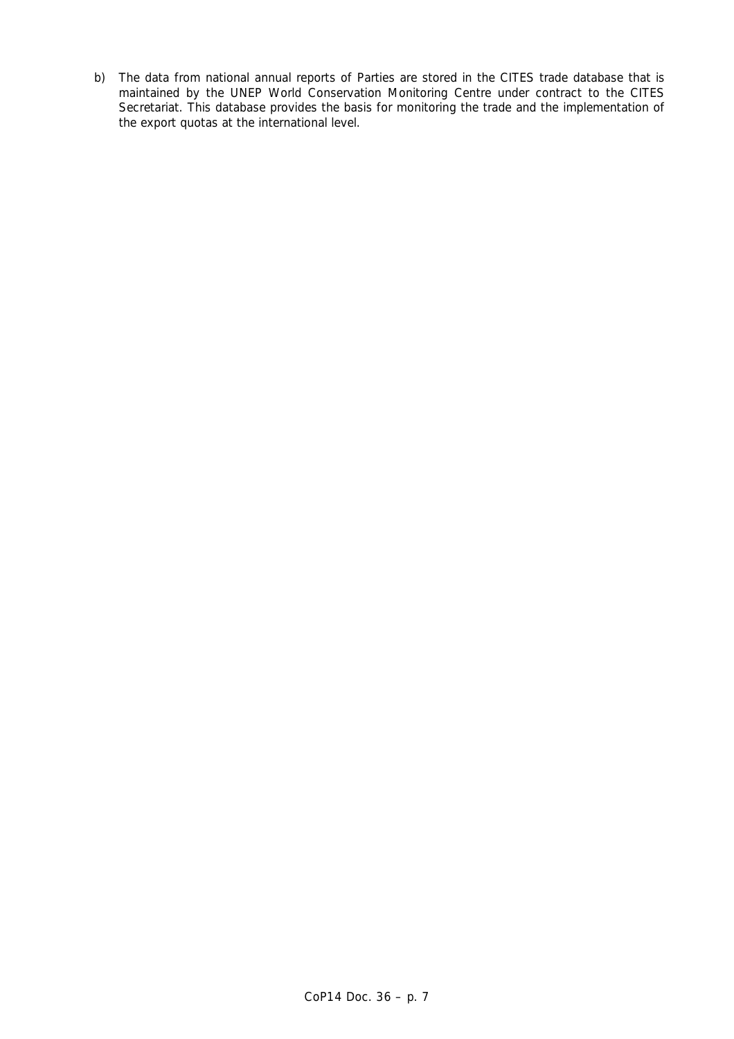b) The data from national annual reports of Parties are stored in the CITES trade database that is maintained by the UNEP World Conservation Monitoring Centre under contract to the CITES Secretariat. This database provides the basis for monitoring the trade and the implementation of the export quotas at the international level.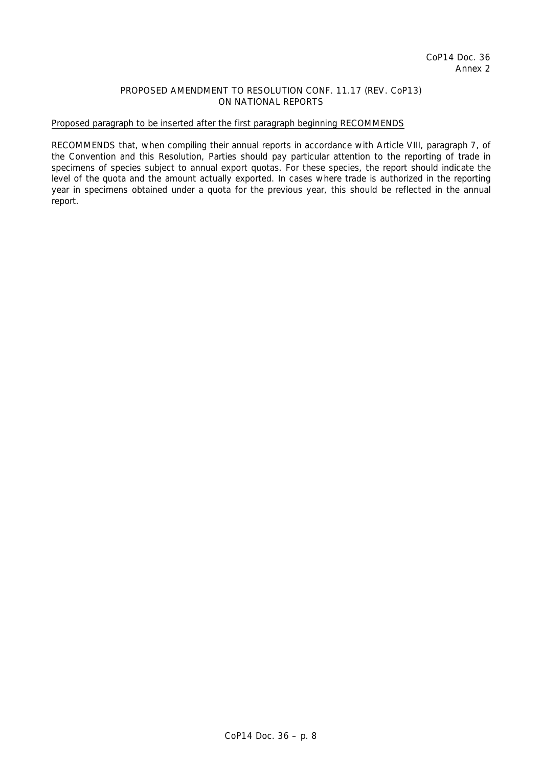CoP14 Doc. 36
Annex 2

## PROPOSED AMENDMENT TO RESOLUTION CONF. 11.17 (REV. CoP13) ON NATIONAL REPORTS

Proposed paragraph to be inserted after the first paragraph beginning RECOMMENDS

RECOMMENDS that, when compiling their annual reports in accordance with Article VIII, paragraph 7, of the Convention and this Resolution, Parties should pay particular attention to the reporting of trade in specimens of species subject to annual export quotas. For these species, the report should indicate the level of the quota and the amount actually exported. In cases where trade is authorized in the reporting year in specimens obtained under a quota for the previous year, this should be reflected in the annual report.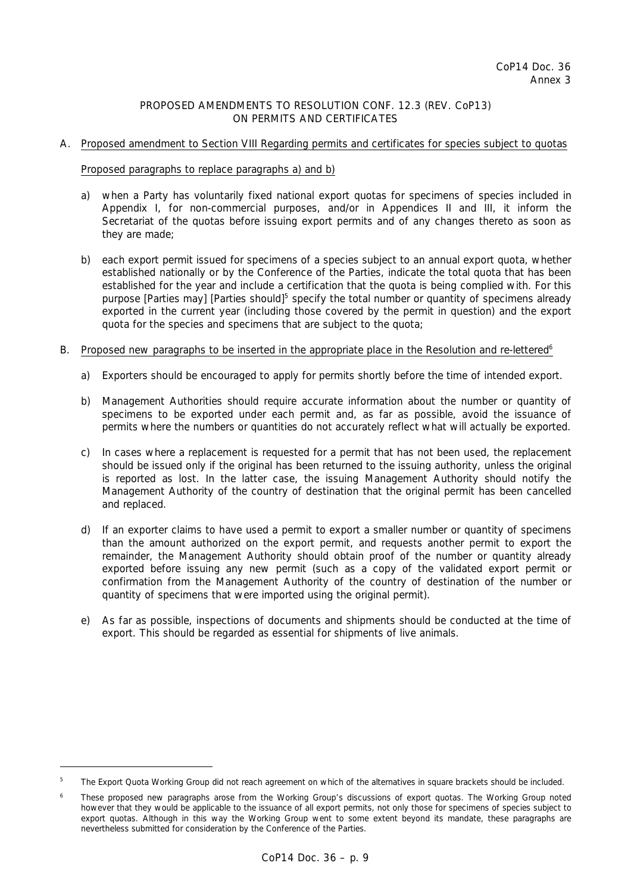CoP14 Doc. 36
Annex 3

## PROPOSED AMENDMENTS TO RESOLUTION CONF. 12.3 (REV. CoP13) ON PERMITS AND CERTIFICATES

A. Proposed amendment to Section VIII Regarding permits and certificates for species subject to quotas

Proposed paragraphs to replace paragraphs a) and b)

a) when a Party has voluntarily fixed national export quotas for specimens of species included in Appendix I, for non-commercial purposes, and/or in Appendices II and III, it inform the Secretariat of the quotas before issuing export permits and of any changes thereto as soon as they are made;

b) each export permit issued for specimens of a species subject to an annual export quota, whether established nationally or by the Conference of the Parties, indicate the total quota that has been established for the year and include a certification that the quota is being complied with. For this purpose [Parties may] [Parties should][5] specify the total number or quantity of specimens already exported in the current year (including those covered by the permit in question) and the export quota for the species and specimens that are subject to the quota;

B. Proposed new paragraphs to be inserted in the appropriate place in the Resolution and re-lettered[6]

a) Exporters should be encouraged to apply for permits shortly before the time of intended export.

b) Management Authorities should require accurate information about the number or quantity of specimens to be exported under each permit and, as far as possible, avoid the issuance of permits where the numbers or quantities do not accurately reflect what will actually be exported.

c) In cases where a replacement is requested for a permit that has not been used, the replacement should be issued only if the original has been returned to the issuing authority, unless the original is reported as lost. In the latter case, the issuing Management Authority should notify the Management Authority of the country of destination that the original permit has been cancelled and replaced.

d) If an exporter claims to have used a permit to export a smaller number or quantity of specimens than the amount authorized on the export permit, and requests another permit to export the remainder, the Management Authority should obtain proof of the number or quantity already exported before issuing any new permit (such as a copy of the validated export permit or confirmation from the Management Authority of the country of destination of the number or quantity of specimens that were imported using the original permit).

e) As far as possible, inspections of documents and shipments should be conducted at the time of export. This should be regarded as essential for shipments of live animals.

---

[5] The Export Quota Working Group did not reach agreement on which of the alternatives in square brackets should be included.

[6] These proposed new paragraphs arose from the Working Group's discussions of export quotas. The Working Group noted however that they would be applicable to the issuance of all export permits, not only those for specimens of species subject to export quotas. Although in this way the Working Group went to some extent beyond its mandate, these paragraphs are nevertheless submitted for consideration by the Conference of the Parties.